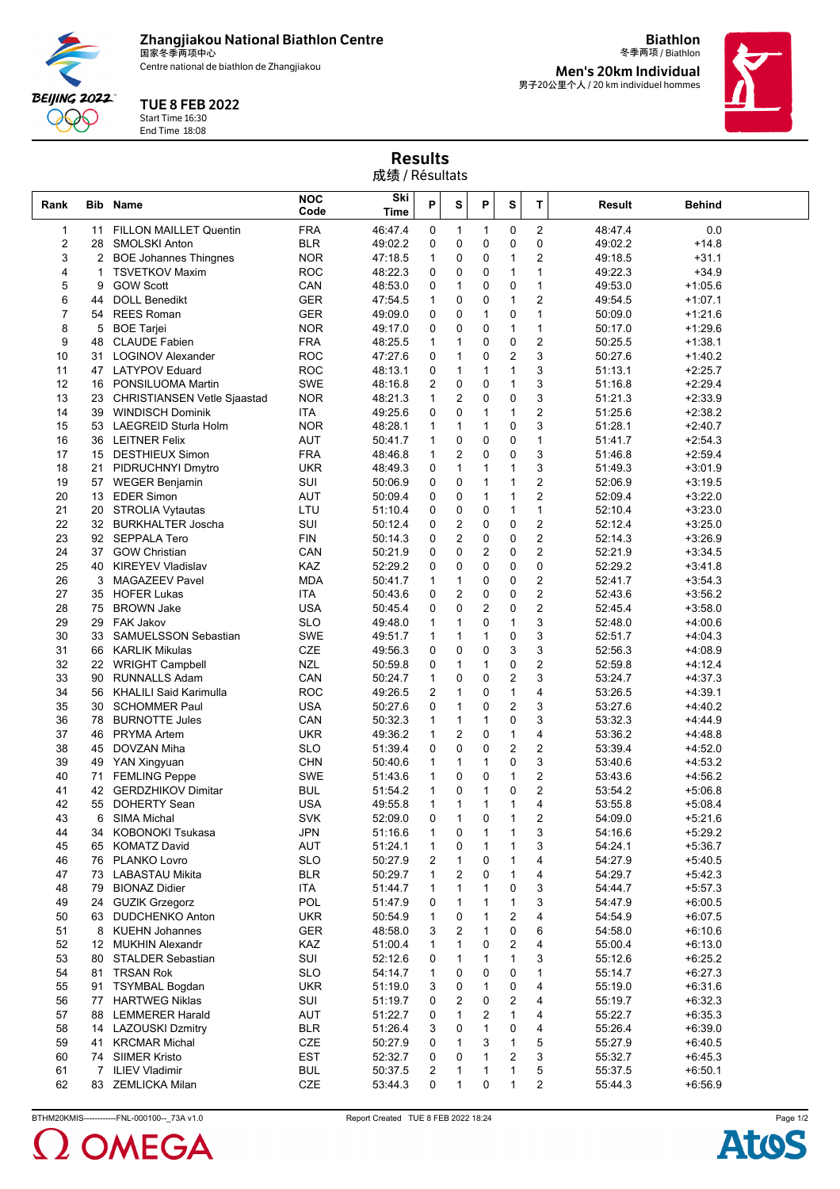**Zhangjiakou National Biathlon Centre**
国家冬季两项中心
Centre national de biathlon de Zhangjiakou

**Biathlon**
冬季两项 / Biathlon

**Men's 20km Individual**
男子20公里个人 / 20 km individuel hommes

**TUE 8 FEB 2022**
Start Time 16:30
End Time 18:08

# Results
## 成绩 / Résultats

| Rank | Bib | Name | NOC Code | Ski Time | P | S | P | S | T | Result | Behind |
|---|---|---|---|---|---|---|---|---|---|---|---|
| 1 | 11 | FILLON MAILLET Quentin | FRA | 46:47.4 | 0 | 1 | 1 | 0 | 2 | 48:47.4 | 0.0 |
| 2 | 28 | SMOLSKI Anton | BLR | 49:02.2 | 0 | 0 | 0 | 0 | 0 | 49:02.2 | +14.8 |
| 3 | 2 | BOE Johannes Thingnes | NOR | 47:18.5 | 1 | 0 | 0 | 1 | 2 | 49:18.5 | +31.1 |
| 4 | 1 | TSVETKOV Maxim | ROC | 48:22.3 | 0 | 0 | 0 | 1 | 1 | 49:22.3 | +34.9 |
| 5 | 9 | GOW Scott | CAN | 48:53.0 | 0 | 1 | 0 | 0 | 1 | 49:53.0 | +1:05.6 |
| 6 | 44 | DOLL Benedikt | GER | 47:54.5 | 1 | 0 | 0 | 1 | 2 | 49:54.5 | +1:07.1 |
| 7 | 54 | REES Roman | GER | 49:09.0 | 0 | 0 | 1 | 0 | 1 | 50:09.0 | +1:21.6 |
| 8 | 5 | BOE Tarjei | NOR | 49:17.0 | 0 | 0 | 0 | 1 | 1 | 50:17.0 | +1:29.6 |
| 9 | 48 | CLAUDE Fabien | FRA | 48:25.5 | 1 | 1 | 0 | 0 | 2 | 50:25.5 | +1:38.1 |
| 10 | 31 | LOGINOV Alexander | ROC | 47:27.6 | 0 | 1 | 0 | 2 | 3 | 50:27.6 | +1:40.2 |
| 11 | 47 | LATYPOV Eduard | ROC | 48:13.1 | 0 | 1 | 1 | 1 | 3 | 51:13.1 | +2:25.7 |
| 12 | 16 | PONSILUOMA Martin | SWE | 48:16.8 | 2 | 0 | 0 | 1 | 3 | 51:16.8 | +2:29.4 |
| 13 | 23 | CHRISTIANSEN Vetle Sjaastad | NOR | 48:21.3 | 1 | 2 | 0 | 0 | 3 | 51:21.3 | +2:33.9 |
| 14 | 39 | WINDISCH Dominik | ITA | 49:25.6 | 0 | 0 | 1 | 1 | 2 | 51:25.6 | +2:38.2 |
| 15 | 53 | LAEGREID Sturla Holm | NOR | 48:28.1 | 1 | 1 | 1 | 0 | 3 | 51:28.1 | +2:40.7 |
| 16 | 36 | LEITNER Felix | AUT | 50:41.7 | 1 | 0 | 0 | 0 | 1 | 51:41.7 | +2:54.3 |
| 17 | 15 | DESTHIEUX Simon | FRA | 48:46.8 | 1 | 2 | 0 | 0 | 3 | 51:46.8 | +2:59.4 |
| 18 | 21 | PIDRUCHNYI Dmytro | UKR | 48:49.3 | 0 | 1 | 1 | 1 | 3 | 51:49.3 | +3:01.9 |
| 19 | 57 | WEGER Benjamin | SUI | 50:06.9 | 0 | 0 | 1 | 1 | 2 | 52:06.9 | +3:19.5 |
| 20 | 13 | EDER Simon | AUT | 50:09.4 | 0 | 0 | 1 | 1 | 2 | 52:09.4 | +3:22.0 |
| 21 | 20 | STROLIA Vytautas | LTU | 51:10.4 | 0 | 0 | 0 | 1 | 1 | 52:10.4 | +3:23.0 |
| 22 | 32 | BURKHALTER Joscha | SUI | 50:12.4 | 0 | 2 | 0 | 0 | 2 | 52:12.4 | +3:25.0 |
| 23 | 92 | SEPPALA Tero | FIN | 50:14.3 | 0 | 2 | 0 | 0 | 2 | 52:14.3 | +3:26.9 |
| 24 | 37 | GOW Christian | CAN | 50:21.9 | 0 | 0 | 2 | 0 | 2 | 52:21.9 | +3:34.5 |
| 25 | 40 | KIREYEV Vladislav | KAZ | 52:29.2 | 0 | 0 | 0 | 0 | 0 | 52:29.2 | +3:41.8 |
| 26 | 3 | MAGAZEEV Pavel | MDA | 50:41.7 | 1 | 1 | 0 | 0 | 2 | 52:41.7 | +3:54.3 |
| 27 | 35 | HOFER Lukas | ITA | 50:43.6 | 0 | 2 | 0 | 0 | 2 | 52:43.6 | +3:56.2 |
| 28 | 75 | BROWN Jake | USA | 50:45.4 | 0 | 0 | 2 | 0 | 2 | 52:45.4 | +3:58.0 |
| 29 | 29 | FAK Jakov | SLO | 49:48.0 | 1 | 1 | 0 | 1 | 3 | 52:48.0 | +4:00.6 |
| 30 | 33 | SAMUELSSON Sebastian | SWE | 49:51.7 | 1 | 1 | 1 | 0 | 3 | 52:51.7 | +4:04.3 |
| 31 | 66 | KARLIK Mikulas | CZE | 49:56.3 | 0 | 0 | 0 | 3 | 3 | 52:56.3 | +4:08.9 |
| 32 | 22 | WRIGHT Campbell | NZL | 50:59.8 | 0 | 1 | 1 | 0 | 2 | 52:59.8 | +4:12.4 |
| 33 | 90 | RUNNALLS Adam | CAN | 50:24.7 | 1 | 0 | 0 | 2 | 3 | 53:24.7 | +4:37.3 |
| 34 | 56 | KHALILI Said Karimulla | ROC | 49:26.5 | 2 | 1 | 0 | 1 | 4 | 53:26.5 | +4:39.1 |
| 35 | 30 | SCHOMMER Paul | USA | 50:27.6 | 0 | 1 | 0 | 2 | 3 | 53:27.6 | +4:40.2 |
| 36 | 78 | BURNOTTE Jules | CAN | 50:32.3 | 1 | 1 | 1 | 0 | 3 | 53:32.3 | +4:44.9 |
| 37 | 46 | PRYMA Artem | UKR | 49:36.2 | 1 | 2 | 0 | 1 | 4 | 53:36.2 | +4:48.8 |
| 38 | 45 | DOVZAN Miha | SLO | 51:39.4 | 0 | 0 | 0 | 2 | 2 | 53:39.4 | +4:52.0 |
| 39 | 49 | YAN Xingyuan | CHN | 50:40.6 | 1 | 1 | 1 | 0 | 3 | 53:40.6 | +4:53.2 |
| 40 | 71 | FEMLING Peppe | SWE | 51:43.6 | 1 | 0 | 0 | 1 | 2 | 53:43.6 | +4:56.2 |
| 41 | 42 | GERDZHIKOV Dimitar | BUL | 51:54.2 | 1 | 0 | 1 | 0 | 2 | 53:54.2 | +5:06.8 |
| 42 | 55 | DOHERTY Sean | USA | 49:55.8 | 1 | 1 | 1 | 1 | 4 | 53:55.8 | +5:08.4 |
| 43 | 6 | SIMA Michal | SVK | 52:09.0 | 0 | 1 | 0 | 1 | 2 | 54:09.0 | +5:21.6 |
| 44 | 34 | KOBONOKI Tsukasa | JPN | 51:16.6 | 1 | 0 | 1 | 1 | 3 | 54:16.6 | +5:29.2 |
| 45 | 65 | KOMATZ David | AUT | 51:24.1 | 1 | 0 | 1 | 1 | 3 | 54:24.1 | +5:36.7 |
| 46 | 76 | PLANKO Lovro | SLO | 50:27.9 | 2 | 1 | 0 | 1 | 4 | 54:27.9 | +5:40.5 |
| 47 | 73 | LABASTAU Mikita | BLR | 50:29.7 | 1 | 2 | 0 | 1 | 4 | 54:29.7 | +5:42.3 |
| 48 | 79 | BIONAZ Didier | ITA | 51:44.7 | 1 | 1 | 1 | 0 | 3 | 54:44.7 | +5:57.3 |
| 49 | 24 | GUZIK Grzegorz | POL | 51:47.9 | 0 | 1 | 1 | 1 | 3 | 54:47.9 | +6:00.5 |
| 50 | 63 | DUDCHENKO Anton | UKR | 50:54.9 | 1 | 0 | 1 | 2 | 4 | 54:54.9 | +6:07.5 |
| 51 | 8 | KUEHN Johannes | GER | 48:58.0 | 3 | 2 | 1 | 0 | 6 | 54:58.0 | +6:10.6 |
| 52 | 12 | MUKHIN Alexandr | KAZ | 51:00.4 | 1 | 1 | 0 | 2 | 4 | 55:00.4 | +6:13.0 |
| 53 | 80 | STALDER Sebastian | SUI | 52:12.6 | 0 | 1 | 1 | 1 | 3 | 55:12.6 | +6:25.2 |
| 54 | 81 | TRSAN Rok | SLO | 54:14.7 | 1 | 0 | 0 | 0 | 1 | 55:14.7 | +6:27.3 |
| 55 | 91 | TSYMBAL Bogdan | UKR | 51:19.0 | 3 | 0 | 1 | 0 | 4 | 55:19.0 | +6:31.6 |
| 56 | 77 | HARTWEG Niklas | SUI | 51:19.7 | 0 | 2 | 0 | 2 | 4 | 55:19.7 | +6:32.3 |
| 57 | 88 | LEMMERER Harald | AUT | 51:22.7 | 0 | 1 | 2 | 1 | 4 | 55:22.7 | +6:35.3 |
| 58 | 14 | LAZOUSKI Dzmitry | BLR | 51:26.4 | 3 | 0 | 1 | 0 | 4 | 55:26.4 | +6:39.0 |
| 59 | 41 | KRCMAR Michal | CZE | 50:27.9 | 0 | 1 | 3 | 1 | 5 | 55:27.9 | +6:40.5 |
| 60 | 74 | SIIMER Kristo | EST | 52:32.7 | 0 | 0 | 1 | 2 | 3 | 55:32.7 | +6:45.3 |
| 61 | 7 | ILIEV Vladimir | BUL | 50:37.5 | 2 | 1 | 1 | 1 | 5 | 55:37.5 | +6:50.1 |
| 62 | 83 | ZEMLICKA Milan | CZE | 53:44.3 | 0 | 1 | 0 | 1 | 2 | 55:44.3 | +6:56.9 |

BTHM20KMIS-----------FNL-000100--_73A v1.0 Report Created TUE 8 FEB 2022 18:24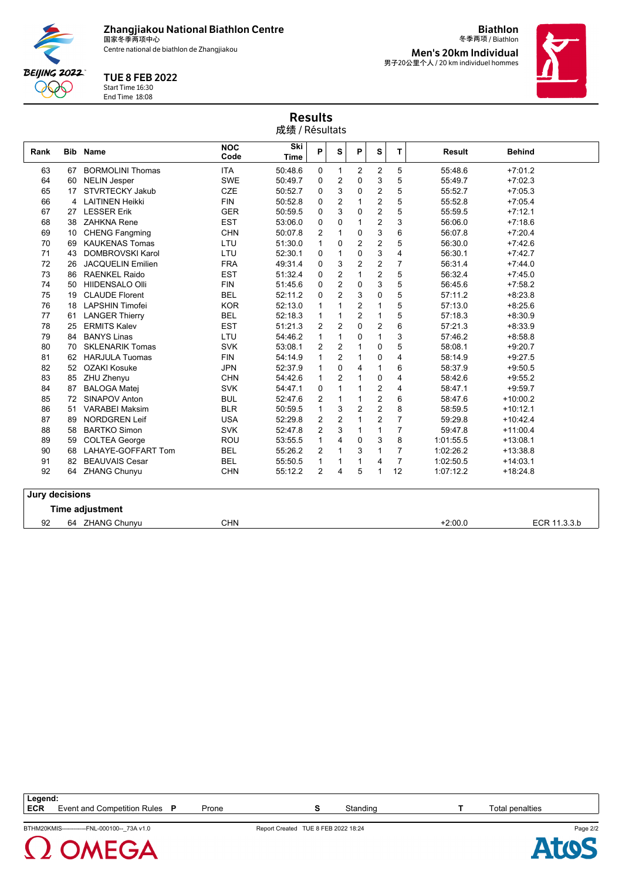Zhangjiakou National Biathlon Centre
国家冬季两项中心
Centre national de biathlon de Zhangjiakou

**TUE 8 FEB 2022**
Start Time 16:30
End Time 18:08

**Biathlon**
冬季两项 / Biathlon

**Men's 20km Individual**
男子20公里个人 / 20 km individuel hommes

# Results
成绩 / Résultats

| Rank | Bib | Name | NOC Code | Ski Time | P | S | P | S | T | Result | Behind |
|---|---|---|---|---|---|---|---|---|---|---|---|
| 63 | 67 | BORMOLINI Thomas | ITA | 50:48.6 | 0 | 1 | 2 | 2 | 5 | 55:48.6 | +7:01.2 |
| 64 | 60 | NELIN Jesper | SWE | 50:49.7 | 0 | 2 | 0 | 3 | 5 | 55:49.7 | +7:02.3 |
| 65 | 17 | STVRTECKY Jakub | CZE | 50:52.7 | 0 | 3 | 0 | 2 | 5 | 55:52.7 | +7:05.3 |
| 66 | 4 | LAITINEN Heikki | FIN | 50:52.8 | 0 | 2 | 1 | 2 | 5 | 55:52.8 | +7:05.4 |
| 67 | 27 | LESSER Erik | GER | 50:59.5 | 0 | 3 | 0 | 2 | 5 | 55:59.5 | +7:12.1 |
| 68 | 38 | ZAHKNA Rene | EST | 53:06.0 | 0 | 0 | 1 | 2 | 3 | 56:06.0 | +7:18.6 |
| 69 | 10 | CHENG Fangming | CHN | 50:07.8 | 2 | 1 | 0 | 3 | 6 | 56:07.8 | +7:20.4 |
| 70 | 69 | KAUKENAS Tomas | LTU | 51:30.0 | 1 | 0 | 2 | 2 | 5 | 56:30.0 | +7:42.6 |
| 71 | 43 | DOMBROVSKI Karol | LTU | 52:30.1 | 0 | 1 | 0 | 3 | 4 | 56:30.1 | +7:42.7 |
| 72 | 26 | JACQUELIN Emilien | FRA | 49:31.4 | 0 | 3 | 2 | 2 | 7 | 56:31.4 | +7:44.0 |
| 73 | 86 | RAENKEL Raido | EST | 51:32.4 | 0 | 2 | 1 | 2 | 5 | 56:32.4 | +7:45.0 |
| 74 | 50 | HIIDENSALO Olli | FIN | 51:45.6 | 0 | 2 | 0 | 3 | 5 | 56:45.6 | +7:58.2 |
| 75 | 19 | CLAUDE Florent | BEL | 52:11.2 | 0 | 2 | 3 | 0 | 5 | 57:11.2 | +8:23.8 |
| 76 | 18 | LAPSHIN Timofei | KOR | 52:13.0 | 1 | 1 | 2 | 1 | 5 | 57:13.0 | +8:25.6 |
| 77 | 61 | LANGER Thierry | BEL | 52:18.3 | 1 | 1 | 2 | 1 | 5 | 57:18.3 | +8:30.9 |
| 78 | 25 | ERMITS Kalev | EST | 51:21.3 | 2 | 2 | 0 | 2 | 6 | 57:21.3 | +8:33.9 |
| 79 | 84 | BANYS Linas | LTU | 54:46.2 | 1 | 1 | 0 | 1 | 3 | 57:46.2 | +8:58.8 |
| 80 | 70 | SKLENARIK Tomas | SVK | 53:08.1 | 2 | 2 | 1 | 0 | 5 | 58:08.1 | +9:20.7 |
| 81 | 62 | HARJULA Tuomas | FIN | 54:14.9 | 1 | 2 | 1 | 0 | 4 | 58:14.9 | +9:27.5 |
| 82 | 52 | OZAKI Kosuke | JPN | 52:37.9 | 1 | 0 | 4 | 1 | 6 | 58:37.9 | +9:50.5 |
| 83 | 85 | ZHU Zhenyu | CHN | 54:42.6 | 1 | 2 | 1 | 0 | 4 | 58:42.6 | +9:55.2 |
| 84 | 87 | BALOGA Matej | SVK | 54:47.1 | 0 | 1 | 1 | 2 | 4 | 58:47.1 | +9:59.7 |
| 85 | 72 | SINAPOV Anton | BUL | 52:47.6 | 2 | 1 | 1 | 2 | 6 | 58:47.6 | +10:00.2 |
| 86 | 51 | VARABEI Maksim | BLR | 50:59.5 | 1 | 3 | 2 | 2 | 8 | 58:59.5 | +10:12.1 |
| 87 | 89 | NORDGREN Leif | USA | 52:29.8 | 2 | 2 | 1 | 2 | 7 | 59:29.8 | +10:42.4 |
| 88 | 58 | BARTKO Simon | SVK | 52:47.8 | 2 | 3 | 1 | 1 | 7 | 59:47.8 | +11:00.4 |
| 89 | 59 | COLTEA George | ROU | 53:55.5 | 1 | 4 | 0 | 3 | 8 | 1:01:55.5 | +13:08.1 |
| 90 | 68 | LAHAYE-GOFFART Tom | BEL | 55:26.2 | 2 | 1 | 3 | 1 | 7 | 1:02:26.2 | +13:38.8 |
| 91 | 82 | BEAUVAIS Cesar | BEL | 55:50.5 | 1 | 1 | 1 | 4 | 7 | 1:02:50.5 | +14:03.1 |
| 92 | 64 | ZHANG Chunyu | CHN | 55:12.2 | 2 | 4 | 5 | 1 | 12 | 1:07:12.2 | +18:24.8 |

**Jury decisions**

**Time adjustment**

| | | | | | |
|---|---|---|---|---|---|
| 92 | 64 | ZHANG Chunyu | CHN | +2:00.0 | ECR 11.3.3.b |

**Legend:**

| | | | | | |
|---|---|---|---|---|---|
| ECR | Event and Competition Rules | P | Prone | S | Standing |
| T | Total penalties | | | | |

BTHM20KMIS-----------FNL-000100--_73A v1.0 Report Created TUE 8 FEB 2022 18:24